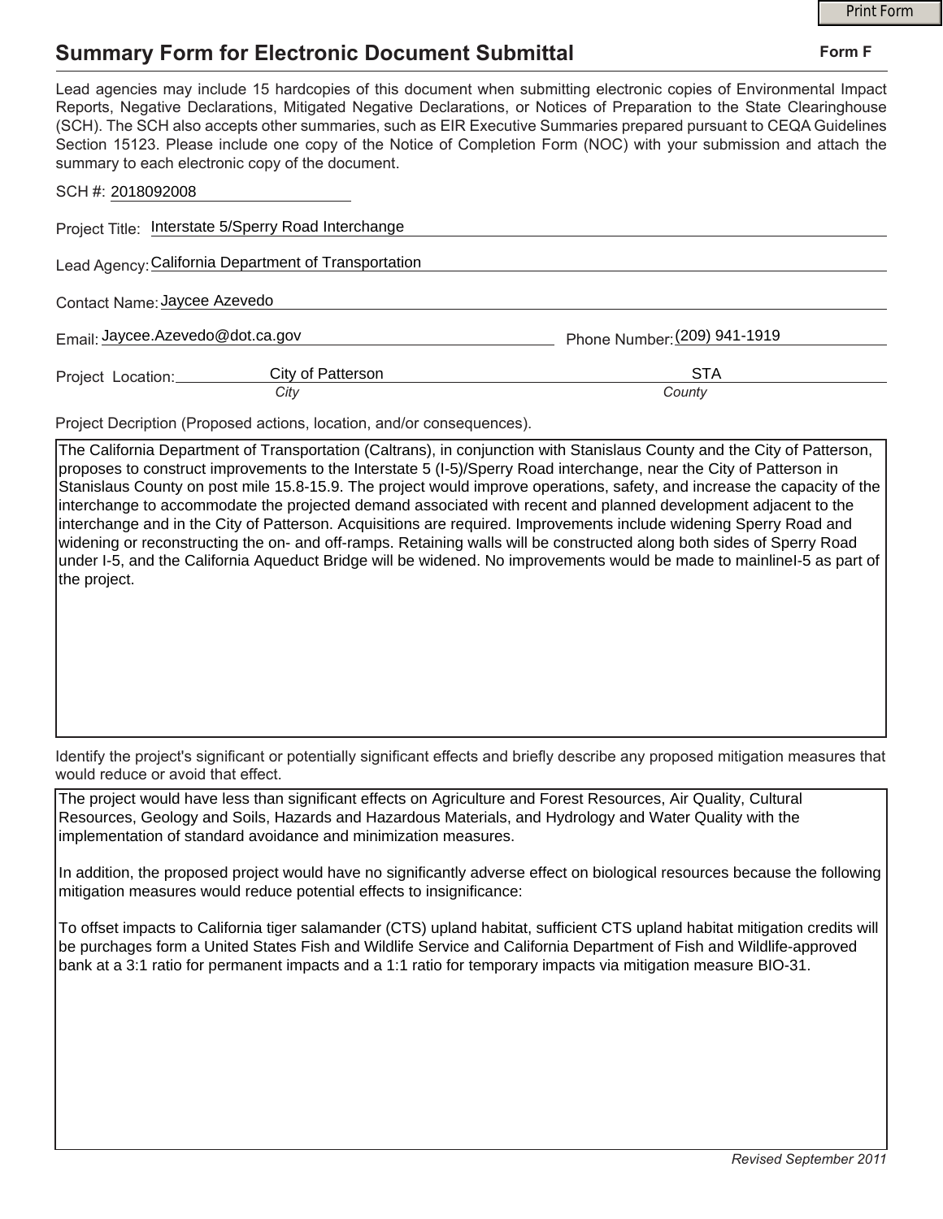# Summary Form for Electronic Document Submittal

**Form F**

Lead agencies may include 15 hardcopies of this document when submitting electronic copies of Environmental Impact Reports, Negative Declarations, Mitigated Negative Declarations, or Notices of Preparation to the State Clearinghouse (SCH). The SCH also accepts other summaries, such as EIR Executive Summaries prepared pursuant to CEQA Guidelines Section 15123. Please include one copy of the Notice of Completion Form (NOC) with your submission and attach the summary to each electronic copy of the document.

SCH #: 2018092008

Project Title: Interstate 5/Sperry Road Interchange

Lead Agency: California Department of Transportation

Contact Name: Jaycee Azevedo

Email: Jaycee.Azevedo@dot.ca.gov

Phone Number: (209) 941-1919

Project Location: City of Patterson (*City*), STA (*County*)

Project Decription (Proposed actions, location, and/or consequences).

The California Department of Transportation (Caltrans), in conjunction with Stanislaus County and the City of Patterson, proposes to construct improvements to the Interstate 5 (I-5)/Sperry Road interchange, near the City of Patterson in Stanislaus County on post mile 15.8-15.9. The project would improve operations, safety, and increase the capacity of the interchange to accommodate the projected demand associated with recent and planned development adjacent to the interchange and in the City of Patterson. Acquisitions are required. Improvements include widening Sperry Road and widening or reconstructing the on- and off-ramps. Retaining walls will be constructed along both sides of Sperry Road under I-5, and the California Aqueduct Bridge will be widened. No improvements would be made to mainlineI-5 as part of the project.

Identify the project's significant or potentially significant effects and briefly describe any proposed mitigation measures that would reduce or avoid that effect.

The project would have less than significant effects on Agriculture and Forest Resources, Air Quality, Cultural Resources, Geology and Soils, Hazards and Hazardous Materials, and Hydrology and Water Quality with the implementation of standard avoidance and minimization measures.

In addition, the proposed project would have no significantly adverse effect on biological resources because the following mitigation measures would reduce potential effects to insignificance:

To offset impacts to California tiger salamander (CTS) upland habitat, sufficient CTS upland habitat mitigation credits will be purchages form a United States Fish and Wildlife Service and California Department of Fish and Wildlife-approved bank at a 3:1 ratio for permanent impacts and a 1:1 ratio for temporary impacts via mitigation measure BIO-31.

*Revised September 2011*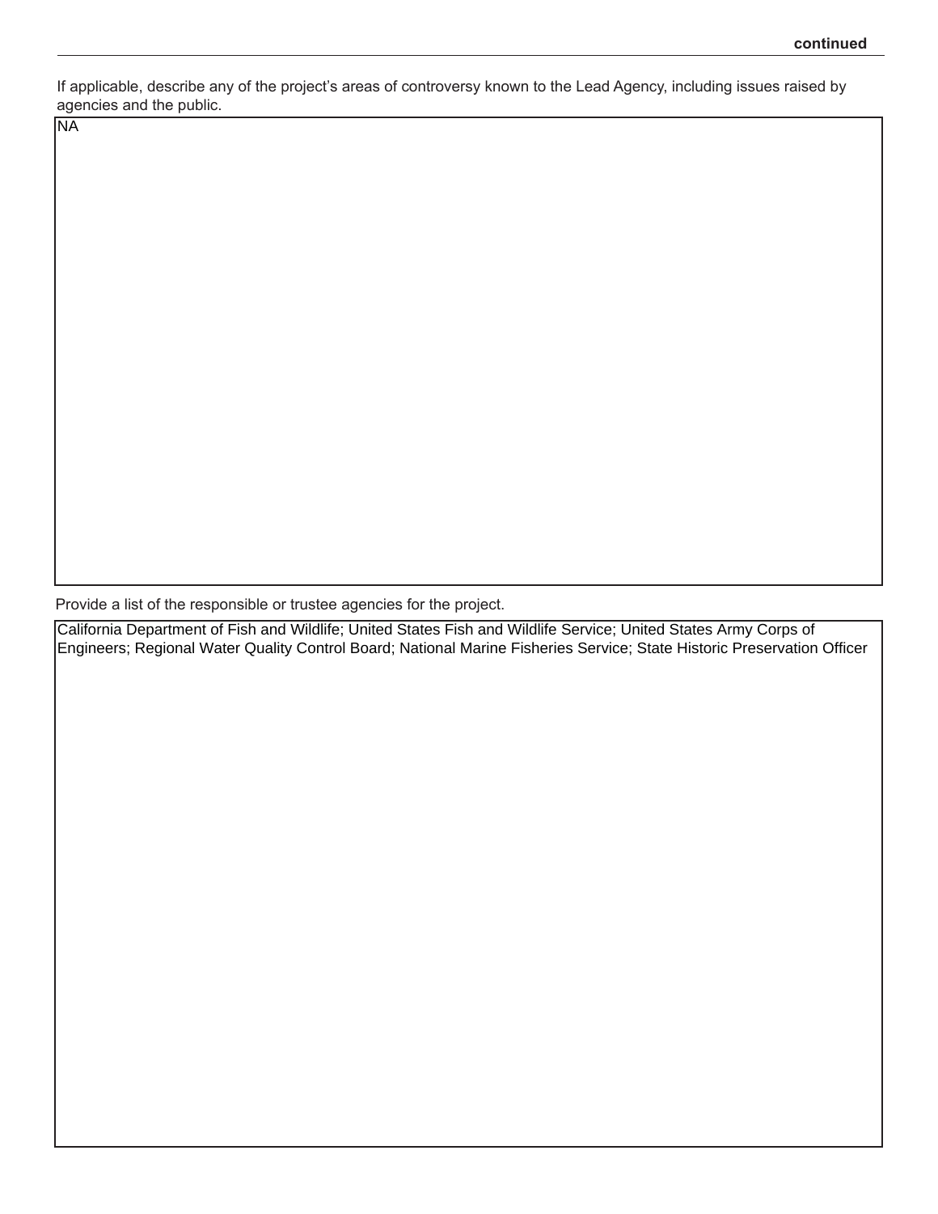If applicable, describe any of the project's areas of controversy known to the Lead Agency, including issues raised by agencies and the public.

NA

Provide a list of the responsible or trustee agencies for the project.

California Department of Fish and Wildlife; United States Fish and Wildlife Service; United States Army Corps of Engineers; Regional Water Quality Control Board; National Marine Fisheries Service; State Historic Preservation Officer